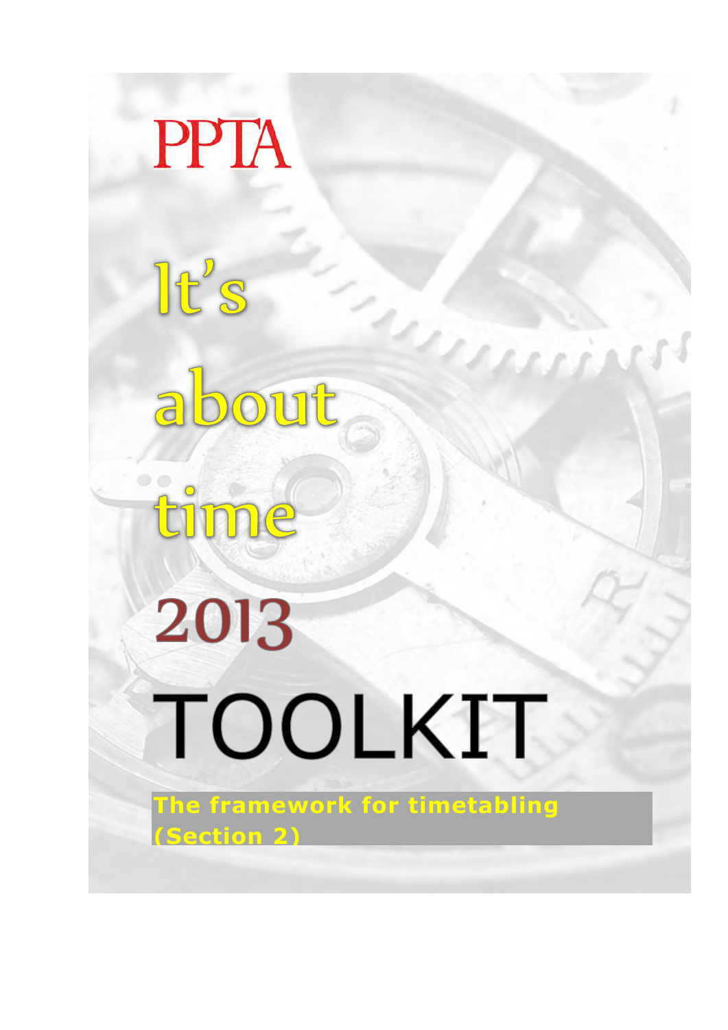PPTA

# It's about time 2013

# TOOLKIT

**The framework for timetabling (Section 2)**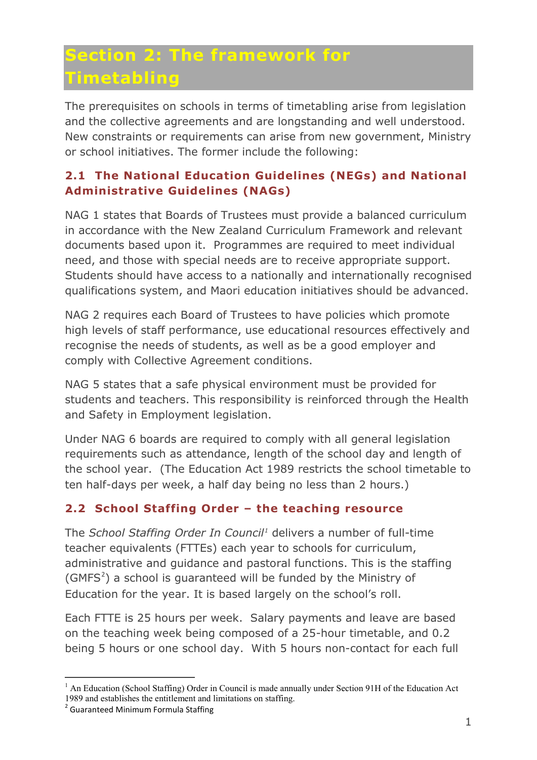# Section 2: The framework for Timetabling

The prerequisites on schools in terms of timetabling arise from legislation and the collective agreements and are longstanding and well understood. New constraints or requirements can arise from new government, Ministry or school initiatives. The former include the following:

## 2.1 The National Education Guidelines (NEGs) and National Administrative Guidelines (NAGs)

NAG 1 states that Boards of Trustees must provide a balanced curriculum in accordance with the New Zealand Curriculum Framework and relevant documents based upon it. Programmes are required to meet individual need, and those with special needs are to receive appropriate support. Students should have access to a nationally and internationally recognised qualifications system, and Maori education initiatives should be advanced.

NAG 2 requires each Board of Trustees to have policies which promote high levels of staff performance, use educational resources effectively and recognise the needs of students, as well as be a good employer and comply with Collective Agreement conditions.

NAG 5 states that a safe physical environment must be provided for students and teachers. This responsibility is reinforced through the Health and Safety in Employment legislation.

Under NAG 6 boards are required to comply with all general legislation requirements such as attendance, length of the school day and length of the school year. (The Education Act 1989 restricts the school timetable to ten half-days per week, a half day being no less than 2 hours.)

## 2.2 School Staffing Order – the teaching resource

The *School Staffing Order In Council*[1] delivers a number of full-time teacher equivalents (FTTEs) each year to schools for curriculum, administrative and guidance and pastoral functions. This is the staffing (GMFS[2]) a school is guaranteed will be funded by the Ministry of Education for the year. It is based largely on the school's roll.

Each FTTE is 25 hours per week. Salary payments and leave are based on the teaching week being composed of a 25-hour timetable, and 0.2 being 5 hours or one school day. With 5 hours non-contact for each full

[1] An Education (School Staffing) Order in Council is made annually under Section 91H of the Education Act 1989 and establishes the entitlement and limitations on staffing.

[2] Guaranteed Minimum Formula Staffing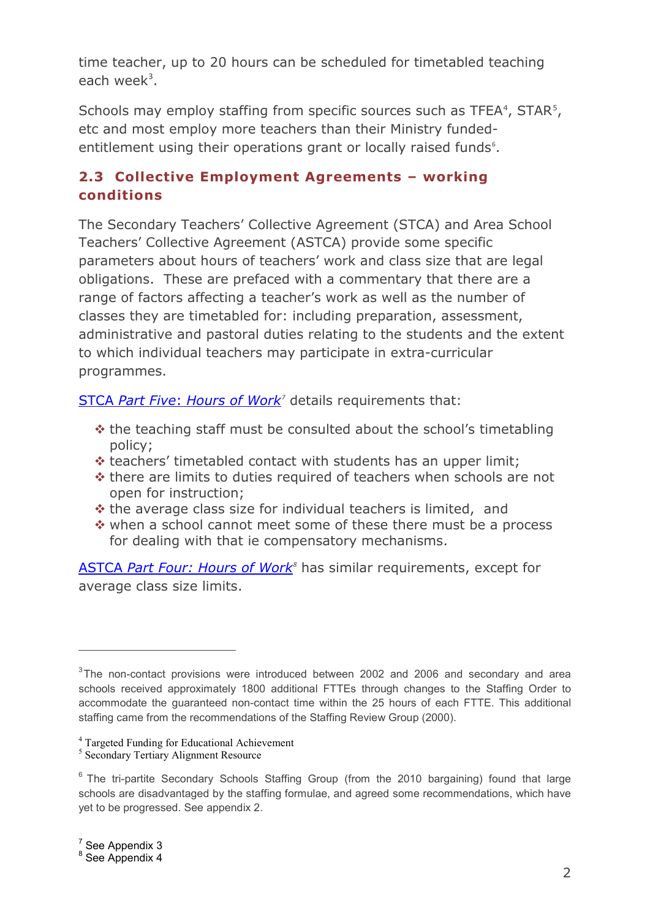time teacher, up to 20 hours can be scheduled for timetabled teaching each week[3].

Schools may employ staffing from specific sources such as TFEA[4], STAR[5], etc and most employ more teachers than their Ministry funded-entitlement using their operations grant or locally raised funds[6].

## 2.3 Collective Employment Agreements – working conditions

The Secondary Teachers' Collective Agreement (STCA) and Area School Teachers' Collective Agreement (ASTCA) provide some specific parameters about hours of teachers' work and class size that are legal obligations. These are prefaced with a commentary that there are a range of factors affecting a teacher's work as well as the number of classes they are timetabled for: including preparation, assessment, administrative and pastoral duties relating to the students and the extent to which individual teachers may participate in extra-curricular programmes.

STCA *Part Five*: *Hours of Work*[7] details requirements that:

- the teaching staff must be consulted about the school's timetabling policy;
- teachers' timetabled contact with students has an upper limit;
- there are limits to duties required of teachers when schools are not open for instruction;
- the average class size for individual teachers is limited, and
- when a school cannot meet some of these there must be a process for dealing with that ie compensatory mechanisms.

ASTCA *Part Four: Hours of Work*[8] has similar requirements, except for average class size limits.

---

[3] The non-contact provisions were introduced between 2002 and 2006 and secondary and area schools received approximately 1800 additional FTTEs through changes to the Staffing Order to accommodate the guaranteed non-contact time within the 25 hours of each FTTE. This additional staffing came from the recommendations of the Staffing Review Group (2000).

[4] Targeted Funding for Educational Achievement

[5] Secondary Tertiary Alignment Resource

[6] The tri-partite Secondary Schools Staffing Group (from the 2010 bargaining) found that large schools are disadvantaged by the staffing formulae, and agreed some recommendations, which have yet to be progressed. See appendix 2.

[7] See Appendix 3

[8] See Appendix 4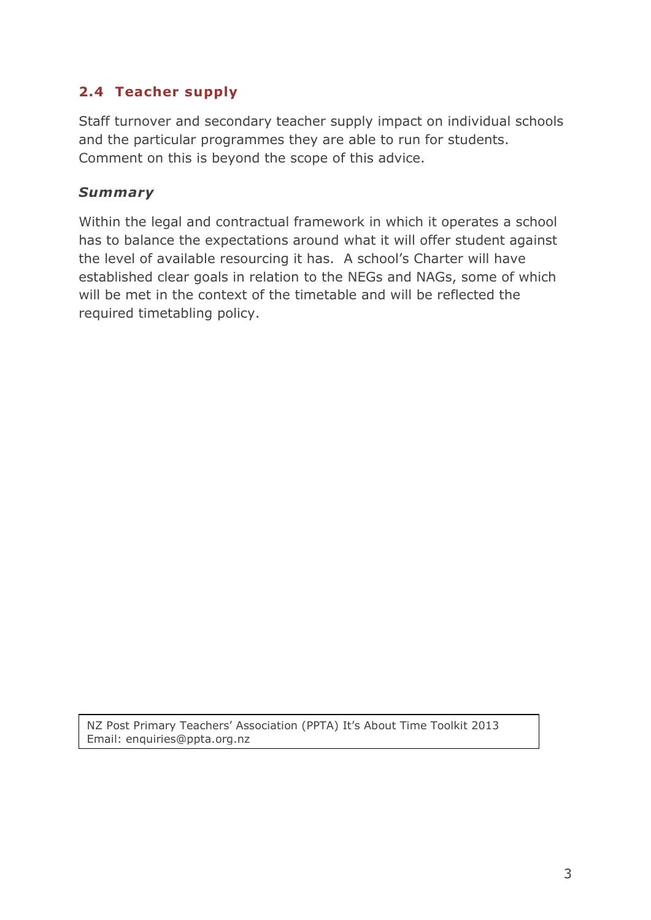### 2.4 Teacher supply

Staff turnover and secondary teacher supply impact on individual schools and the particular programmes they are able to run for students. Comment on this is beyond the scope of this advice.

#### *Summary*

Within the legal and contractual framework in which it operates a school has to balance the expectations around what it will offer student against the level of available resourcing it has. A school's Charter will have established clear goals in relation to the NEGs and NAGs, some of which will be met in the context of the timetable and will be reflected the required timetabling policy.

NZ Post Primary Teachers' Association (PPTA) It's About Time Toolkit 2013
Email: enquiries@ppta.org.nz